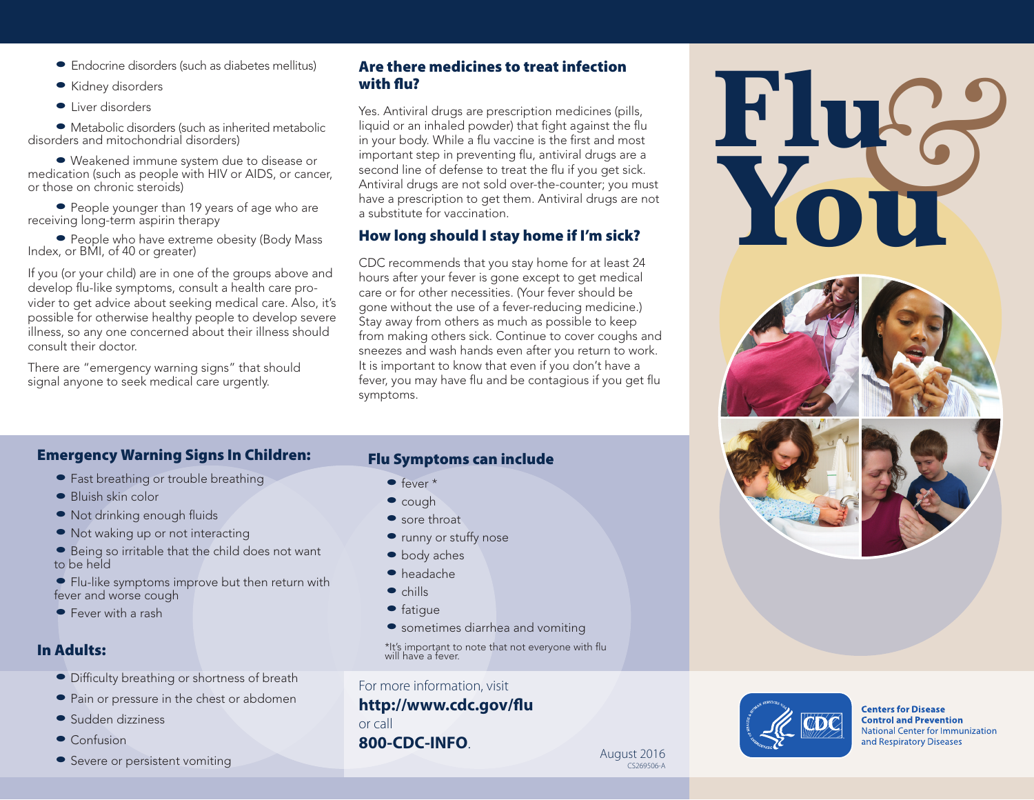- Endocrine disorders (such as diabetes mellitus)
- Kidney disorders
- Liver disorders
- Metabolic disorders (such as inherited metabolic disorders and mitochondrial disorders)
- Weakened immune system due to disease or medication (such as people with HIV or AIDS, or cancer, or those on chronic steroids)
- People younger than 19 years of age who are receiving long-term aspirin therapy
- People who have extreme obesity (Body Mass Index, or BMI, of 40 or greater)

If you (or your child) are in one of the groups above and develop flu-like symptoms, consult a health care provider to get advice about seeking medical care. Also, it's possible for otherwise healthy people to develop severe illness, so any one concerned about their illness should consult their doctor.

There are "emergency warning signs" that should signal anyone to seek medical care urgently.

## Are there medicines to treat infection with flu?

Yes. Antiviral drugs are prescription medicines (pills, liquid or an inhaled powder) that fight against the flu in your body. While a flu vaccine is the first and most important step in preventing flu, antiviral drugs are a second line of defense to treat the flu if you get sick. Antiviral drugs are not sold over-the-counter; you must have a prescription to get them. Antiviral drugs are not a substitute for vaccination.

## How long should I stay home if I'm sick?

CDC recommends that you stay home for at least 24 hours after your fever is gone except to get medical care or for other necessities. (Your fever should be gone without the use of a fever-reducing medicine.) Stay away from others as much as possible to keep from making others sick. Continue to cover coughs and sneezes and wash hands even after you return to work. It is important to know that even if you don't have a fever, you may have flu and be contagious if you get flu symptoms.

# Flu & You

## Emergency Warning Signs In Children:

- Fast breathing or trouble breathing
- Bluish skin color
- Not drinking enough fluids
- Not waking up or not interacting
- Being so irritable that the child does not want to be held
- Flu-like symptoms improve but then return with fever and worse cough
- Fever with a rash

## In Adults:

- Difficulty breathing or shortness of breath
- Pain or pressure in the chest or abdomen
- Sudden dizziness
- Confusion
- Severe or persistent vomiting

## Flu Symptoms can include

- fever *
- cough
- sore throat
- runny or stuffy nose
- body aches
- headache
- chills
- fatigue
- sometimes diarrhea and vomiting

*It's important to note that not everyone with flu will have a fever.

For more information, visit
**http://www.cdc.gov/flu**
or call
**800-CDC-INFO**.

August 2016
CS269506-A

**Centers for Disease Control and Prevention**
National Center for Immunization and Respiratory Diseases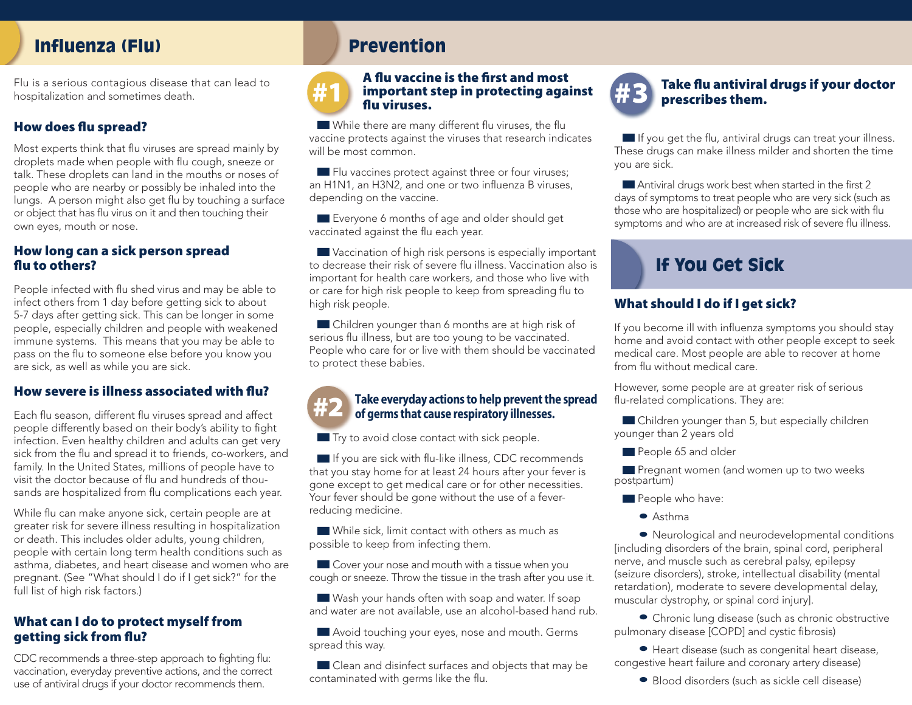## Influenza (Flu)

Flu is a serious contagious disease that can lead to hospitalization and sometimes death.

### How does flu spread?

Most experts think that flu viruses are spread mainly by droplets made when people with flu cough, sneeze or talk. These droplets can land in the mouths or noses of people who are nearby or possibly be inhaled into the lungs. A person might also get flu by touching a surface or object that has flu virus on it and then touching their own eyes, mouth or nose.

### How long can a sick person spread flu to others?

People infected with flu shed virus and may be able to infect others from 1 day before getting sick to about 5-7 days after getting sick. This can be longer in some people, especially children and people with weakened immune systems. This means that you may be able to pass on the flu to someone else before you know you are sick, as well as while you are sick.

### How severe is illness associated with flu?

Each flu season, different flu viruses spread and affect people differently based on their body's ability to fight infection. Even healthy children and adults can get very sick from the flu and spread it to friends, co-workers, and family. In the United States, millions of people have to visit the doctor because of flu and hundreds of thousands are hospitalized from flu complications each year.

While flu can make anyone sick, certain people are at greater risk for severe illness resulting in hospitalization or death. This includes older adults, young children, people with certain long term health conditions such as asthma, diabetes, and heart disease and women who are pregnant. (See "What should I do if I get sick?" for the full list of high risk factors.)

### What can I do to protect myself from getting sick from flu?

CDC recommends a three-step approach to fighting flu: vaccination, everyday preventive actions, and the correct use of antiviral drugs if your doctor recommends them.

## Prevention

### #1 A flu vaccine is the first and most important step in protecting against flu viruses.

- While there are many different flu viruses, the flu vaccine protects against the viruses that research indicates will be most common.
- Flu vaccines protect against three or four viruses; an H1N1, an H3N2, and one or two influenza B viruses, depending on the vaccine.
- Everyone 6 months of age and older should get vaccinated against the flu each year.
- Vaccination of high risk persons is especially important to decrease their risk of severe flu illness. Vaccination also is important for health care workers, and those who live with or care for high risk people to keep from spreading flu to high risk people.
- Children younger than 6 months are at high risk of serious flu illness, but are too young to be vaccinated. People who care for or live with them should be vaccinated to protect these babies.

### #2 Take everyday actions to help prevent the spread of germs that cause respiratory illnesses.

- Try to avoid close contact with sick people.
- If you are sick with flu-like illness, CDC recommends that you stay home for at least 24 hours after your fever is gone except to get medical care or for other necessities. Your fever should be gone without the use of a fever-reducing medicine.
- While sick, limit contact with others as much as possible to keep from infecting them.
- Cover your nose and mouth with a tissue when you cough or sneeze. Throw the tissue in the trash after you use it.
- Wash your hands often with soap and water. If soap and water are not available, use an alcohol-based hand rub.
- Avoid touching your eyes, nose and mouth. Germs spread this way.
- Clean and disinfect surfaces and objects that may be contaminated with germs like the flu.

### #3 Take flu antiviral drugs if your doctor prescribes them.

- If you get the flu, antiviral drugs can treat your illness. These drugs can make illness milder and shorten the time you are sick.
- Antiviral drugs work best when started in the first 2 days of symptoms to treat people who are very sick (such as those who are hospitalized) or people who are sick with flu symptoms and who are at increased risk of severe flu illness.

## If You Get Sick

### What should I do if I get sick?

If you become ill with influenza symptoms you should stay home and avoid contact with other people except to seek medical care. Most people are able to recover at home from flu without medical care.

However, some people are at greater risk of serious flu-related complications. They are:

- Children younger than 5, but especially children younger than 2 years old
- People 65 and older
- Pregnant women (and women up to two weeks postpartum)
- People who have:
  - Asthma
  - Neurological and neurodevelopmental conditions [including disorders of the brain, spinal cord, peripheral nerve, and muscle such as cerebral palsy, epilepsy (seizure disorders), stroke, intellectual disability (mental retardation), moderate to severe developmental delay, muscular dystrophy, or spinal cord injury].
  - Chronic lung disease (such as chronic obstructive pulmonary disease [COPD] and cystic fibrosis)
  - Heart disease (such as congenital heart disease, congestive heart failure and coronary artery disease)
  - Blood disorders (such as sickle cell disease)